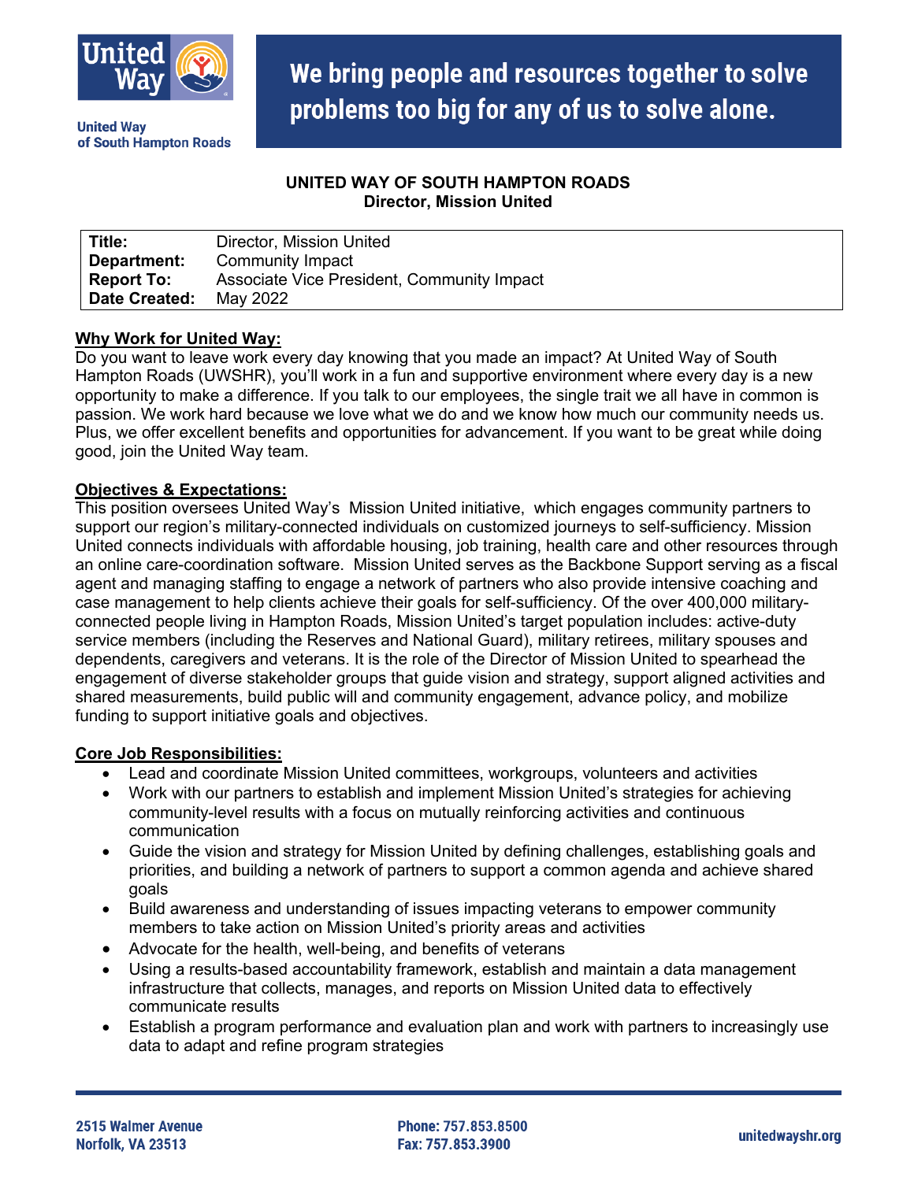United Way of South Hampton Roads

**We bring people and resources together to solve problems too big for any of us to solve alone.**

**UNITED WAY OF SOUTH HAMPTON ROADS**
**Director, Mission United**

| | |
|---|---|
| **Title:** | Director, Mission United |
| **Department:** | Community Impact |
| **Report To:** | Associate Vice President, Community Impact |
| **Date Created:** | May 2022 |

**Why Work for United Way:**

Do you want to leave work every day knowing that you made an impact? At United Way of South Hampton Roads (UWSHR), you'll work in a fun and supportive environment where every day is a new opportunity to make a difference. If you talk to our employees, the single trait we all have in common is passion. We work hard because we love what we do and we know how much our community needs us. Plus, we offer excellent benefits and opportunities for advancement. If you want to be great while doing good, join the United Way team.

**Objectives & Expectations:**

This position oversees United Way's Mission United initiative, which engages community partners to support our region's military-connected individuals on customized journeys to self-sufficiency. Mission United connects individuals with affordable housing, job training, health care and other resources through an online care-coordination software. Mission United serves as the Backbone Support serving as a fiscal agent and managing staffing to engage a network of partners who also provide intensive coaching and case management to help clients achieve their goals for self-sufficiency. Of the over 400,000 military-connected people living in Hampton Roads, Mission United's target population includes: active-duty service members (including the Reserves and National Guard), military retirees, military spouses and dependents, caregivers and veterans. It is the role of the Director of Mission United to spearhead the engagement of diverse stakeholder groups that guide vision and strategy, support aligned activities and shared measurements, build public will and community engagement, advance policy, and mobilize funding to support initiative goals and objectives.

**Core Job Responsibilities:**

- Lead and coordinate Mission United committees, workgroups, volunteers and activities
- Work with our partners to establish and implement Mission United's strategies for achieving community-level results with a focus on mutually reinforcing activities and continuous communication
- Guide the vision and strategy for Mission United by defining challenges, establishing goals and priorities, and building a network of partners to support a common agenda and achieve shared goals
- Build awareness and understanding of issues impacting veterans to empower community members to take action on Mission United's priority areas and activities
- Advocate for the health, well-being, and benefits of veterans
- Using a results-based accountability framework, establish and maintain a data management infrastructure that collects, manages, and reports on Mission United data to effectively communicate results
- Establish a program performance and evaluation plan and work with partners to increasingly use data to adapt and refine program strategies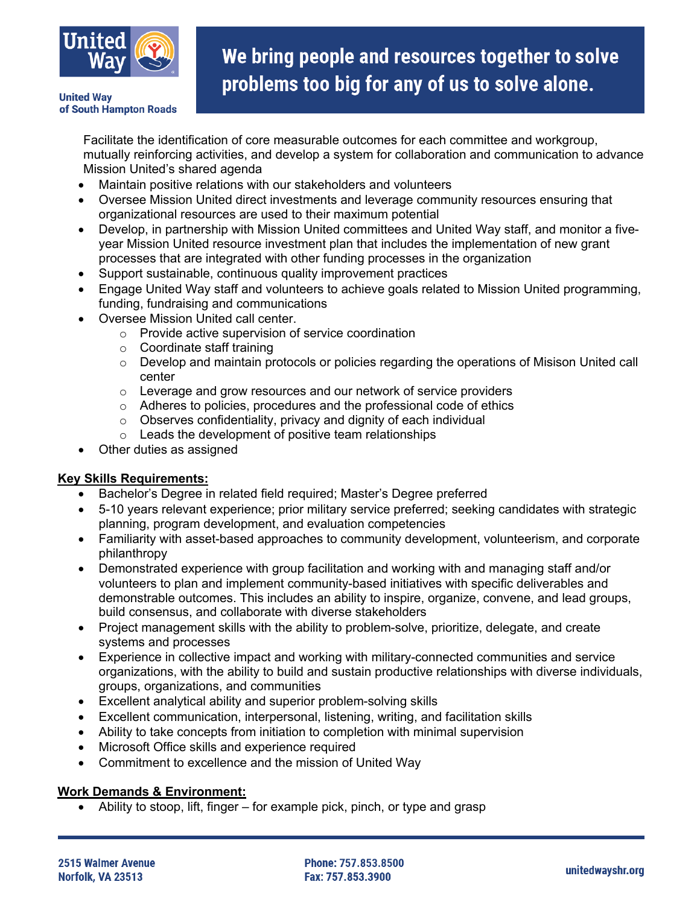Facilitate the identification of core measurable outcomes for each committee and workgroup, mutually reinforcing activities, and develop a system for collaboration and communication to advance Mission United's shared agenda

- Maintain positive relations with our stakeholders and volunteers
- Oversee Mission United direct investments and leverage community resources ensuring that organizational resources are used to their maximum potential
- Develop, in partnership with Mission United committees and United Way staff, and monitor a five-year Mission United resource investment plan that includes the implementation of new grant processes that are integrated with other funding processes in the organization
- Support sustainable, continuous quality improvement practices
- Engage United Way staff and volunteers to achieve goals related to Mission United programming, funding, fundraising and communications
- Oversee Mission United call center.
  - Provide active supervision of service coordination
  - Coordinate staff training
  - Develop and maintain protocols or policies regarding the operations of Misison United call center
  - Leverage and grow resources and our network of service providers
  - Adheres to policies, procedures and the professional code of ethics
  - Observes confidentiality, privacy and dignity of each individual
  - Leads the development of positive team relationships
- Other duties as assigned

**Key Skills Requirements:**

- Bachelor's Degree in related field required; Master's Degree preferred
- 5-10 years relevant experience; prior military service preferred; seeking candidates with strategic planning, program development, and evaluation competencies
- Familiarity with asset-based approaches to community development, volunteerism, and corporate philanthropy
- Demonstrated experience with group facilitation and working with and managing staff and/or volunteers to plan and implement community-based initiatives with specific deliverables and demonstrable outcomes. This includes an ability to inspire, organize, convene, and lead groups, build consensus, and collaborate with diverse stakeholders
- Project management skills with the ability to problem-solve, prioritize, delegate, and create systems and processes
- Experience in collective impact and working with military-connected communities and service organizations, with the ability to build and sustain productive relationships with diverse individuals, groups, organizations, and communities
- Excellent analytical ability and superior problem-solving skills
- Excellent communication, interpersonal, listening, writing, and facilitation skills
- Ability to take concepts from initiation to completion with minimal supervision
- Microsoft Office skills and experience required
- Commitment to excellence and the mission of United Way

**Work Demands & Environment:**

- Ability to stoop, lift, finger – for example pick, pinch, or type and grasp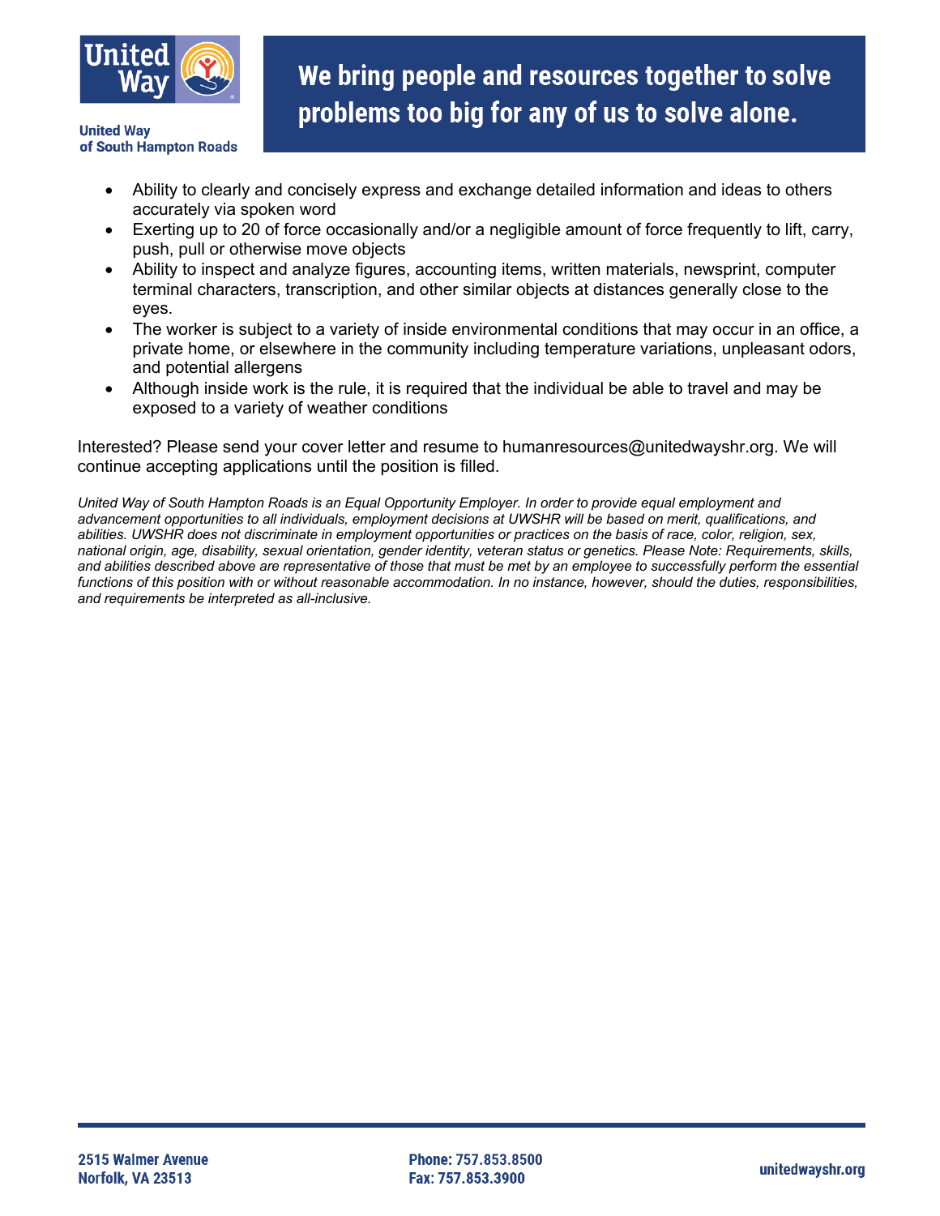- Ability to clearly and concisely express and exchange detailed information and ideas to others accurately via spoken word
- Exerting up to 20 of force occasionally and/or a negligible amount of force frequently to lift, carry, push, pull or otherwise move objects
- Ability to inspect and analyze figures, accounting items, written materials, newsprint, computer terminal characters, transcription, and other similar objects at distances generally close to the eyes.
- The worker is subject to a variety of inside environmental conditions that may occur in an office, a private home, or elsewhere in the community including temperature variations, unpleasant odors, and potential allergens
- Although inside work is the rule, it is required that the individual be able to travel and may be exposed to a variety of weather conditions

Interested? Please send your cover letter and resume to humanresources@unitedwayshr.org. We will continue accepting applications until the position is filled.

*United Way of South Hampton Roads is an Equal Opportunity Employer. In order to provide equal employment and advancement opportunities to all individuals, employment decisions at UWSHR will be based on merit, qualifications, and abilities. UWSHR does not discriminate in employment opportunities or practices on the basis of race, color, religion, sex, national origin, age, disability, sexual orientation, gender identity, veteran status or genetics. Please Note: Requirements, skills, and abilities described above are representative of those that must be met by an employee to successfully perform the essential functions of this position with or without reasonable accommodation. In no instance, however, should the duties, responsibilities, and requirements be interpreted as all-inclusive.*